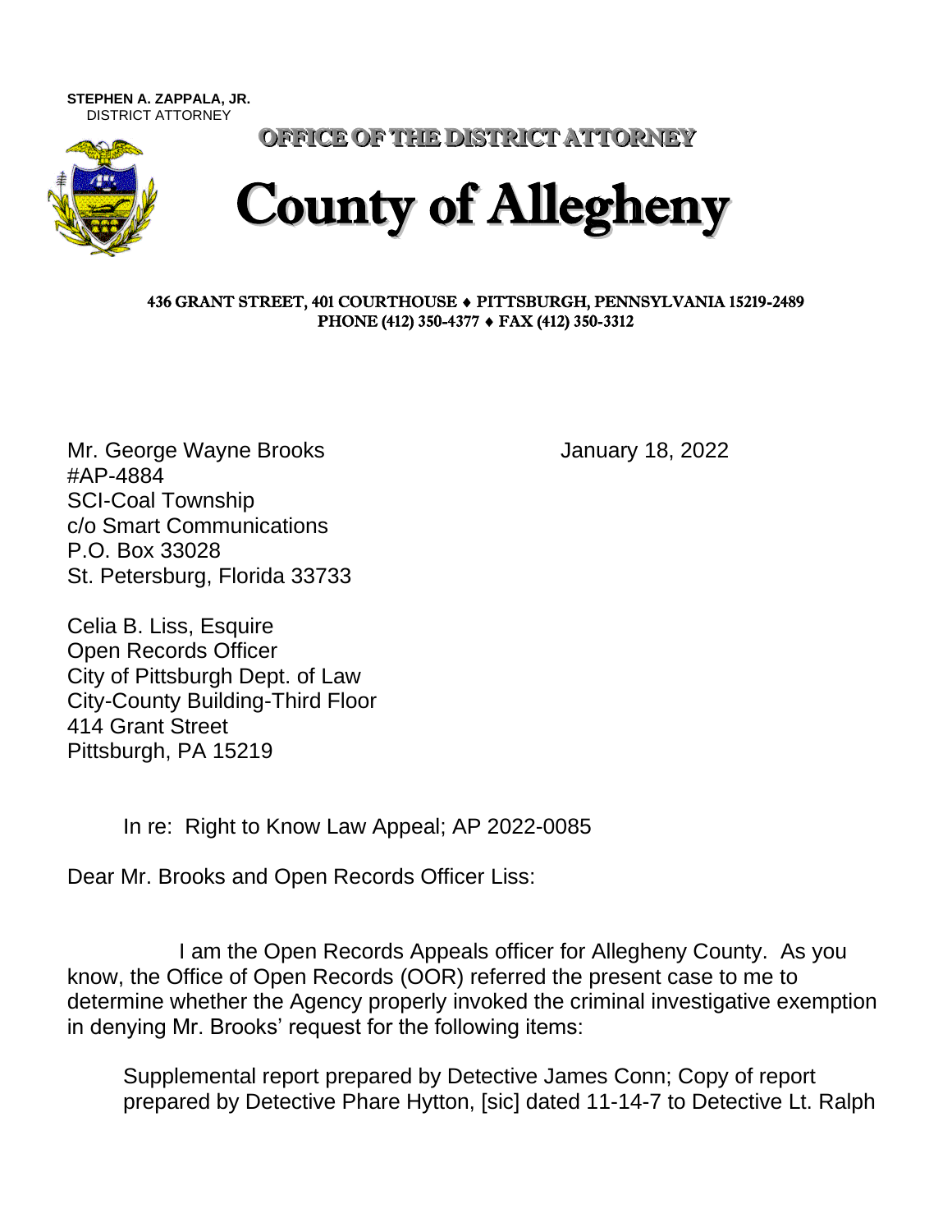**STEPHEN A. ZAPPALA, JR.**
DISTRICT ATTORNEY

**OFFICE OF THE DISTRICT ATTORNEY**

# County of Allegheny

**436 GRANT STREET, 401 COURTHOUSE ♦ PITTSBURGH, PENNSYLVANIA 15219-2489**
**PHONE (412) 350-4377 ♦ FAX (412) 350-3312**

Mr. George Wayne Brooks
#AP-4884
SCI-Coal Township
c/o Smart Communications
P.O. Box 33028
St. Petersburg, Florida 33733

January 18, 2022

Celia B. Liss, Esquire
Open Records Officer
City of Pittsburgh Dept. of Law
City-County Building-Third Floor
414 Grant Street
Pittsburgh, PA 15219

In re: Right to Know Law Appeal; AP 2022-0085

Dear Mr. Brooks and Open Records Officer Liss:

I am the Open Records Appeals officer for Allegheny County. As you know, the Office of Open Records (OOR) referred the present case to me to determine whether the Agency properly invoked the criminal investigative exemption in denying Mr. Brooks' request for the following items:

> Supplemental report prepared by Detective James Conn; Copy of report prepared by Detective Phare Hytton, [sic] dated 11-14-7 to Detective Lt. Ralph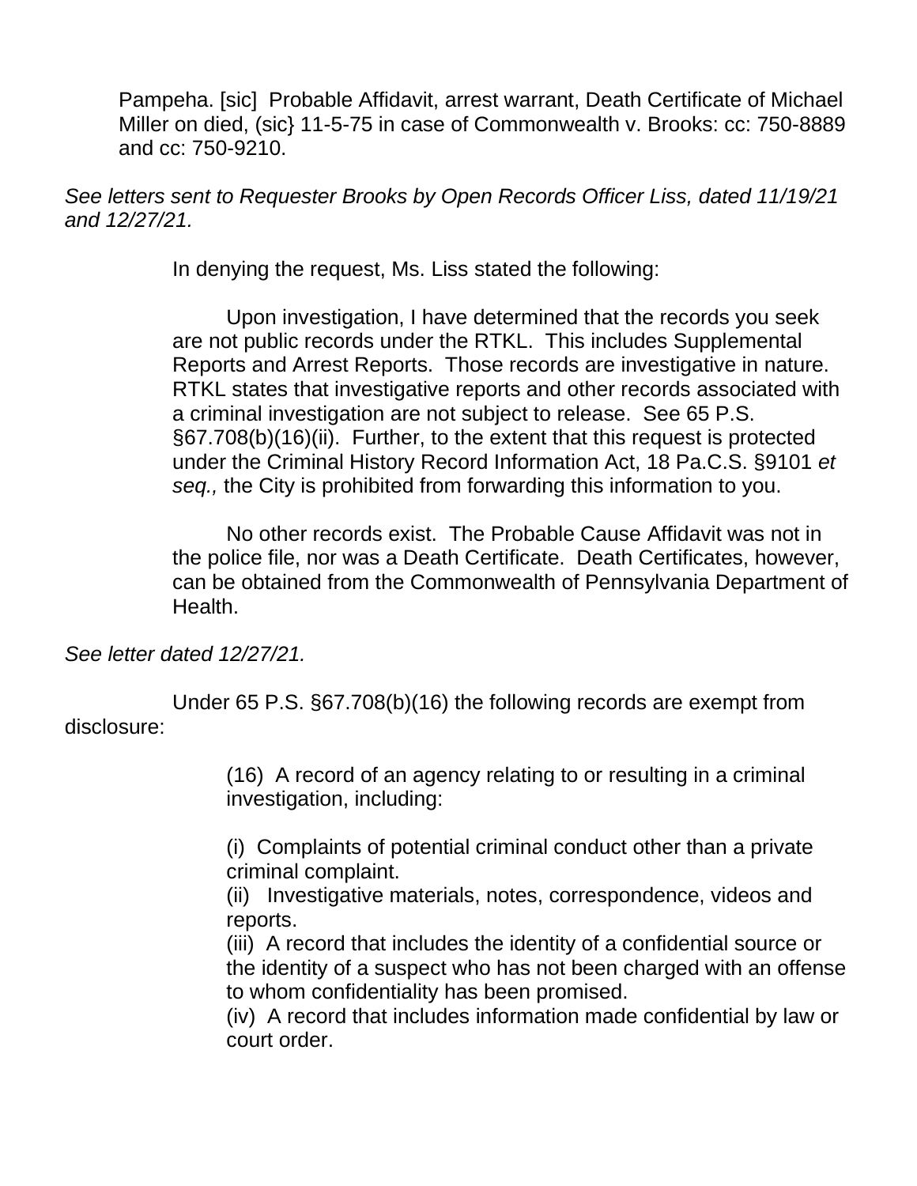Pampeha. [sic] Probable Affidavit, arrest warrant, Death Certificate of Michael Miller on died, (sic} 11-5-75 in case of Commonwealth v. Brooks: cc: 750-8889 and cc: 750-9210.

*See letters sent to Requester Brooks by Open Records Officer Liss, dated 11/19/21 and 12/27/21.*

In denying the request, Ms. Liss stated the following:

> Upon investigation, I have determined that the records you seek are not public records under the RTKL. This includes Supplemental Reports and Arrest Reports. Those records are investigative in nature. RTKL states that investigative reports and other records associated with a criminal investigation are not subject to release. See 65 P.S. §67.708(b)(16)(ii). Further, to the extent that this request is protected under the Criminal History Record Information Act, 18 Pa.C.S. §9101 *et seq.,* the City is prohibited from forwarding this information to you.
>
> No other records exist. The Probable Cause Affidavit was not in the police file, nor was a Death Certificate. Death Certificates, however, can be obtained from the Commonwealth of Pennsylvania Department of Health.

*See letter dated 12/27/21.*

Under 65 P.S. §67.708(b)(16) the following records are exempt from disclosure:

> (16) A record of an agency relating to or resulting in a criminal investigation, including:
>
> (i) Complaints of potential criminal conduct other than a private criminal complaint.
> (ii) Investigative materials, notes, correspondence, videos and reports.
> (iii) A record that includes the identity of a confidential source or the identity of a suspect who has not been charged with an offense to whom confidentiality has been promised.
> (iv) A record that includes information made confidential by law or court order.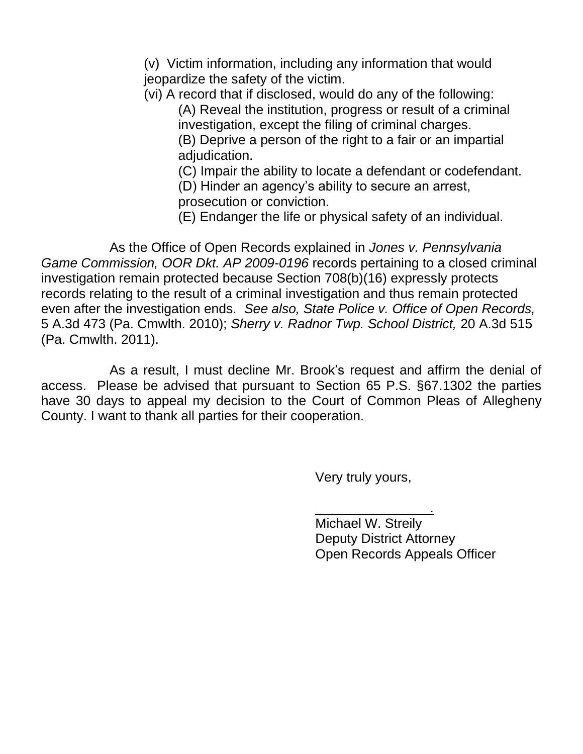(v) Victim information, including any information that would jeopardize the safety of the victim.

(vi) A record that if disclosed, would do any of the following:

(A) Reveal the institution, progress or result of a criminal investigation, except the filing of criminal charges.

(B) Deprive a person of the right to a fair or an impartial adjudication.

(C) Impair the ability to locate a defendant or codefendant.

(D) Hinder an agency's ability to secure an arrest, prosecution or conviction.

(E) Endanger the life or physical safety of an individual.

As the Office of Open Records explained in *Jones v. Pennsylvania Game Commission, OOR Dkt. AP 2009-0196* records pertaining to a closed criminal investigation remain protected because Section 708(b)(16) expressly protects records relating to the result of a criminal investigation and thus remain protected even after the investigation ends. *See also, State Police v. Office of Open Records,* 5 A.3d 473 (Pa. Cmwlth. 2010); *Sherry v. Radnor Twp. School District,* 20 A.3d 515 (Pa. Cmwlth. 2011).

As a result, I must decline Mr. Brook's request and affirm the denial of access. Please be advised that pursuant to Section 65 P.S. §67.1302 the parties have 30 days to appeal my decision to the Court of Common Pleas of Allegheny County. I want to thank all parties for their cooperation.

Very truly yours,

\_\_\_\_\_\_\_\_\_\_\_\_\_\_\_\_.

Michael W. Streily
Deputy District Attorney
Open Records Appeals Officer